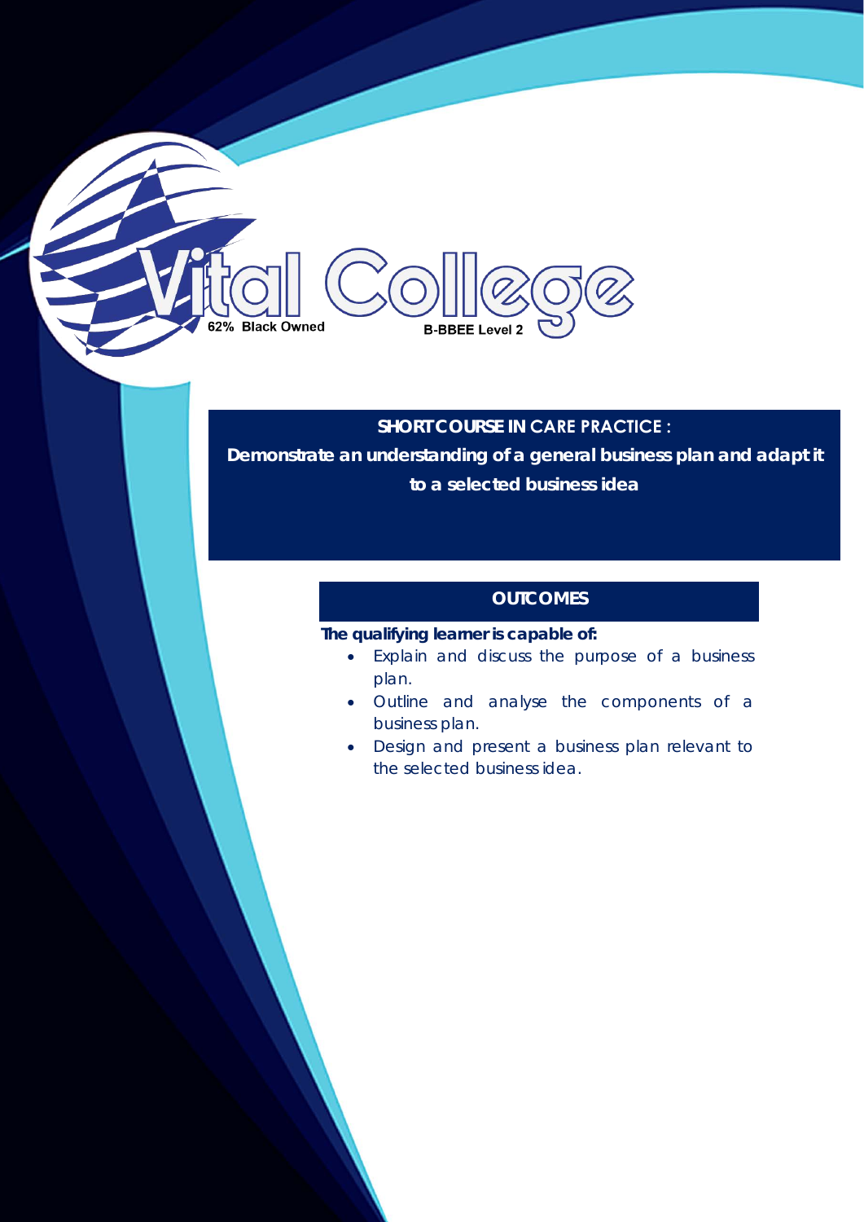Vital College

62% Black Owned

B-BBEE Level 2

## SHORT COURSE IN CARE PRACTICE :

**Demonstrate an understanding of a general business plan and adapt it to a selected business idea**

## OUTCOMES

**The qualifying learner is capable of:**

- Explain and discuss the purpose of a business plan.
- Outline and analyse the components of a business plan.
- Design and present a business plan relevant to the selected business idea.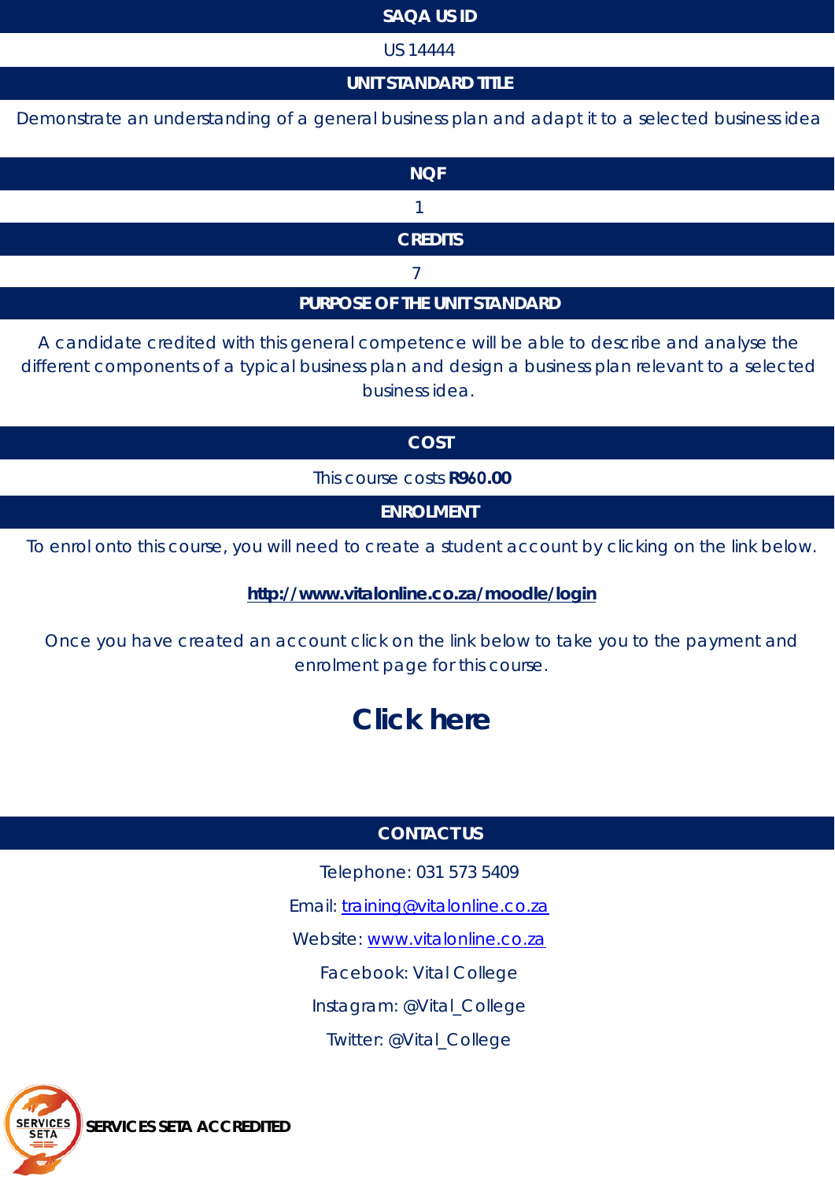## SAQA US ID

US 14444

## UNIT STANDARD TITLE

Demonstrate an understanding of a general business plan and adapt it to a selected business idea

## NQF

1

## CREDITS

7

## PURPOSE OF THE UNIT STANDARD

A candidate credited with this general competence will be able to describe and analyse the different components of a typical business plan and design a business plan relevant to a selected business idea.

## COST

This course costs **R960.00**

## ENROLMENT

To enrol onto this course, you will need to create a student account by clicking on the link below.

**http://www.vitalonline.co.za/moodle/login**

Once you have created an account click on the link below to take you to the payment and enrolment page for this course.

# Click here

## CONTACT US

Telephone: 031 573 5409

Email: training@vitalonline.co.za

Website: www.vitalonline.co.za

Facebook: Vital College

Instagram: @Vital_College

Twitter: @Vital_College

**SERVICES SETA ACCREDITED**